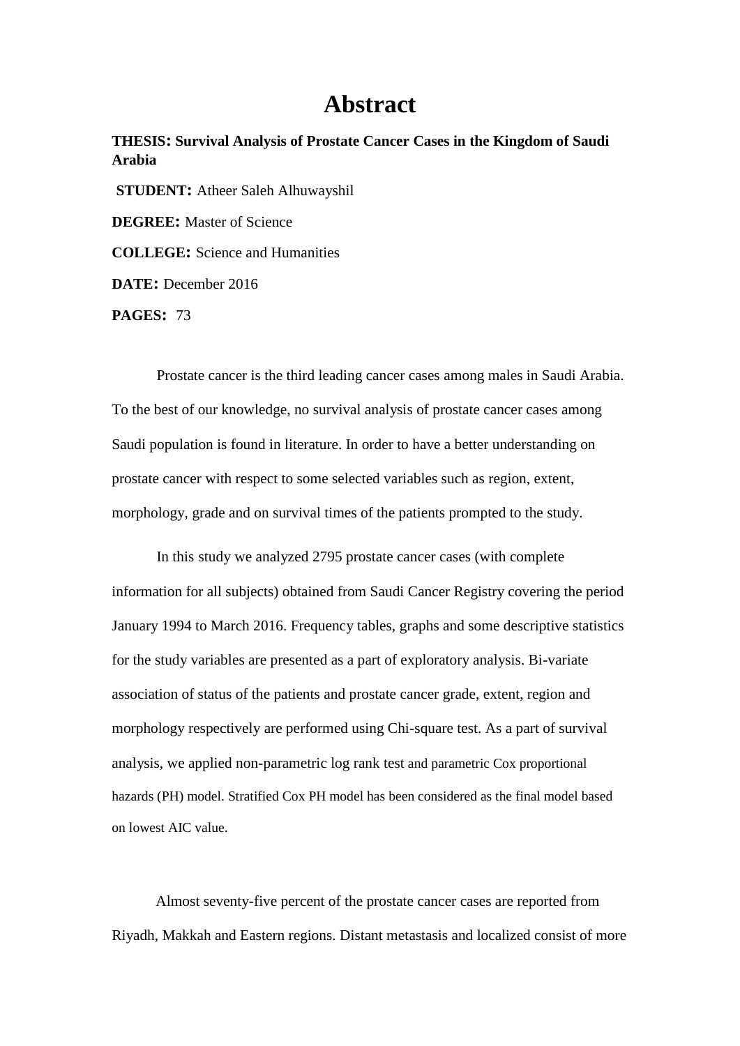# Abstract

**THESIS: Survival Analysis of Prostate Cancer Cases in the Kingdom of Saudi Arabia**

**STUDENT:** Atheer Saleh Alhuwayshil

**DEGREE:** Master of Science

**COLLEGE:** Science and Humanities

**DATE:** December 2016

**PAGES:** 73

Prostate cancer is the third leading cancer cases among males in Saudi Arabia. To the best of our knowledge, no survival analysis of prostate cancer cases among Saudi population is found in literature. In order to have a better understanding on prostate cancer with respect to some selected variables such as region, extent, morphology, grade and on survival times of the patients prompted to the study.

In this study we analyzed 2795 prostate cancer cases (with complete information for all subjects) obtained from Saudi Cancer Registry covering the period January 1994 to March 2016. Frequency tables, graphs and some descriptive statistics for the study variables are presented as a part of exploratory analysis. Bi-variate association of status of the patients and prostate cancer grade, extent, region and morphology respectively are performed using Chi-square test. As a part of survival analysis, we applied non-parametric log rank test and parametric Cox proportional hazards (PH) model. Stratified Cox PH model has been considered as the final model based on lowest AIC value.

Almost seventy-five percent of the prostate cancer cases are reported from Riyadh, Makkah and Eastern regions. Distant metastasis and localized consist of more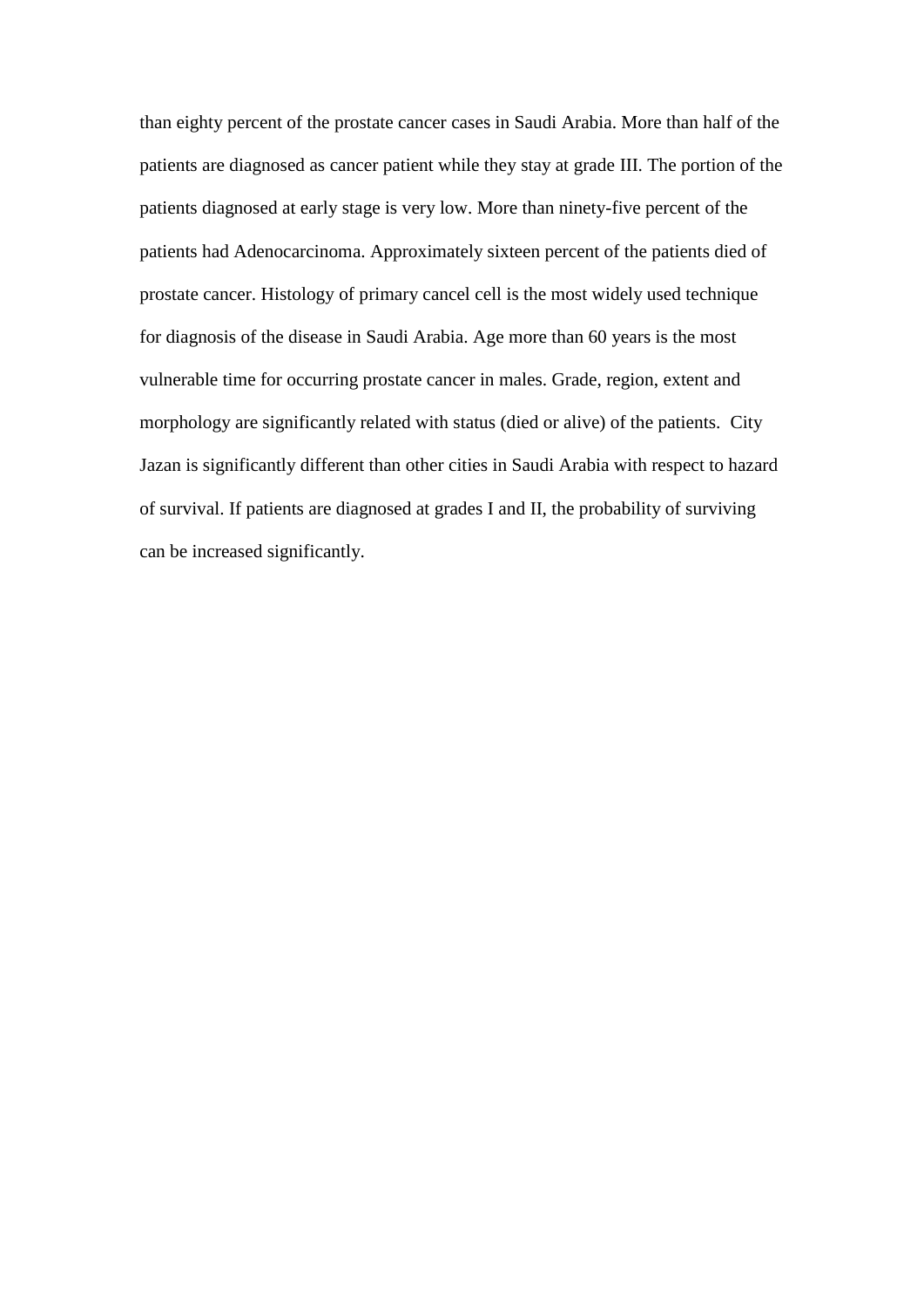than eighty percent of the prostate cancer cases in Saudi Arabia. More than half of the patients are diagnosed as cancer patient while they stay at grade III. The portion of the patients diagnosed at early stage is very low. More than ninety-five percent of the patients had Adenocarcinoma. Approximately sixteen percent of the patients died of prostate cancer. Histology of primary cancel cell is the most widely used technique for diagnosis of the disease in Saudi Arabia. Age more than 60 years is the most vulnerable time for occurring prostate cancer in males. Grade, region, extent and morphology are significantly related with status (died or alive) of the patients. City Jazan is significantly different than other cities in Saudi Arabia with respect to hazard of survival. If patients are diagnosed at grades I and II, the probability of surviving can be increased significantly.